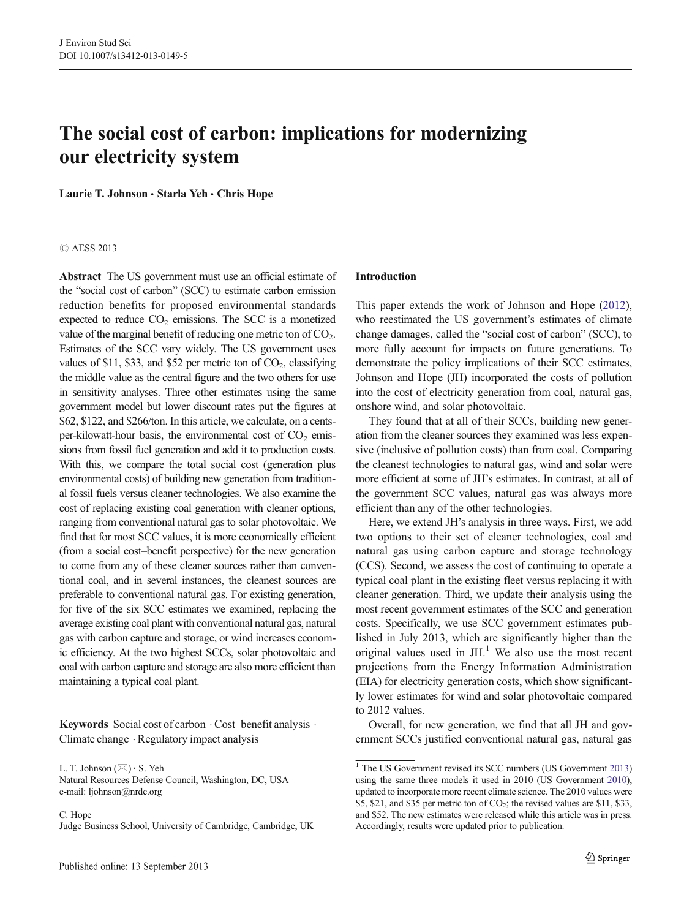# The social cost of carbon: implications for modernizing our electricity system

Laurie T. Johnson · Starla Yeh · Chris Hope

© AESS 2013

**Abstract** The US government must use an official estimate of the "social cost of carbon" (SCC) to estimate carbon emission reduction benefits for proposed environmental standards expected to reduce $CO_2$ emissions. The SCC is a monetized value of the marginal benefit of reducing one metric ton of $CO_2$. Estimates of the SCC vary widely. The US government uses values of \$11, \$33, and \$52 per metric ton of $CO_2$, classifying the middle value as the central figure and the two others for use in sensitivity analyses. Three other estimates using the same government model but lower discount rates put the figures at \$62, \$122, and \$266/ton. In this article, we calculate, on a cents-per-kilowatt-hour basis, the environmental cost of $CO_2$ emissions from fossil fuel generation and add it to production costs. With this, we compare the total social cost (generation plus environmental costs) of building new generation from traditional fossil fuels versus cleaner technologies. We also examine the cost of replacing existing coal generation with cleaner options, ranging from conventional natural gas to solar photovoltaic. We find that for most SCC values, it is more economically efficient (from a social cost–benefit perspective) for the new generation to come from any of these cleaner sources rather than conventional coal, and in several instances, the cleanest sources are preferable to conventional natural gas. For existing generation, for five of the six SCC estimates we examined, replacing the average existing coal plant with conventional natural gas, natural gas with carbon capture and storage, or wind increases economic efficiency. At the two highest SCCs, solar photovoltaic and coal with carbon capture and storage are also more efficient than maintaining a typical coal plant.

**Keywords** Social cost of carbon · Cost–benefit analysis · Climate change · Regulatory impact analysis

L. T. Johnson (✉) · S. Yeh
Natural Resources Defense Council, Washington, DC, USA
e-mail: ljohnson@nrdc.org

C. Hope
Judge Business School, University of Cambridge, Cambridge, UK

## Introduction

This paper extends the work of Johnson and Hope (2012), who reestimated the US government's estimates of climate change damages, called the "social cost of carbon" (SCC), to more fully account for impacts on future generations. To demonstrate the policy implications of their SCC estimates, Johnson and Hope (JH) incorporated the costs of pollution into the cost of electricity generation from coal, natural gas, onshore wind, and solar photovoltaic.

They found that at all of their SCCs, building new generation from the cleaner sources they examined was less expensive (inclusive of pollution costs) than from coal. Comparing the cleanest technologies to natural gas, wind and solar were more efficient at some of JH's estimates. In contrast, at all of the government SCC values, natural gas was always more efficient than any of the other technologies.

Here, we extend JH's analysis in three ways. First, we add two options to their set of cleaner technologies, coal and natural gas using carbon capture and storage technology (CCS). Second, we assess the cost of continuing to operate a typical coal plant in the existing fleet versus replacing it with cleaner generation. Third, we update their analysis using the most recent government estimates of the SCC and generation costs. Specifically, we use SCC government estimates published in July 2013, which are significantly higher than the original values used in JH.[1] We also use the most recent projections from the Energy Information Administration (EIA) for electricity generation costs, which show significantly lower estimates for wind and solar photovoltaic compared to 2012 values.

Overall, for new generation, we find that all JH and government SCCs justified conventional natural gas, natural gas

[1] The US Government revised its SCC numbers (US Government 2013) using the same three models it used in 2010 (US Government 2010), updated to incorporate more recent climate science. The 2010 values were \$5, \$21, and \$35 per metric ton of $CO_2$; the revised values are \$11, \$33, and \$52. The new estimates were released while this article was in press. Accordingly, results were updated prior to publication.

Published online: 13 September 2013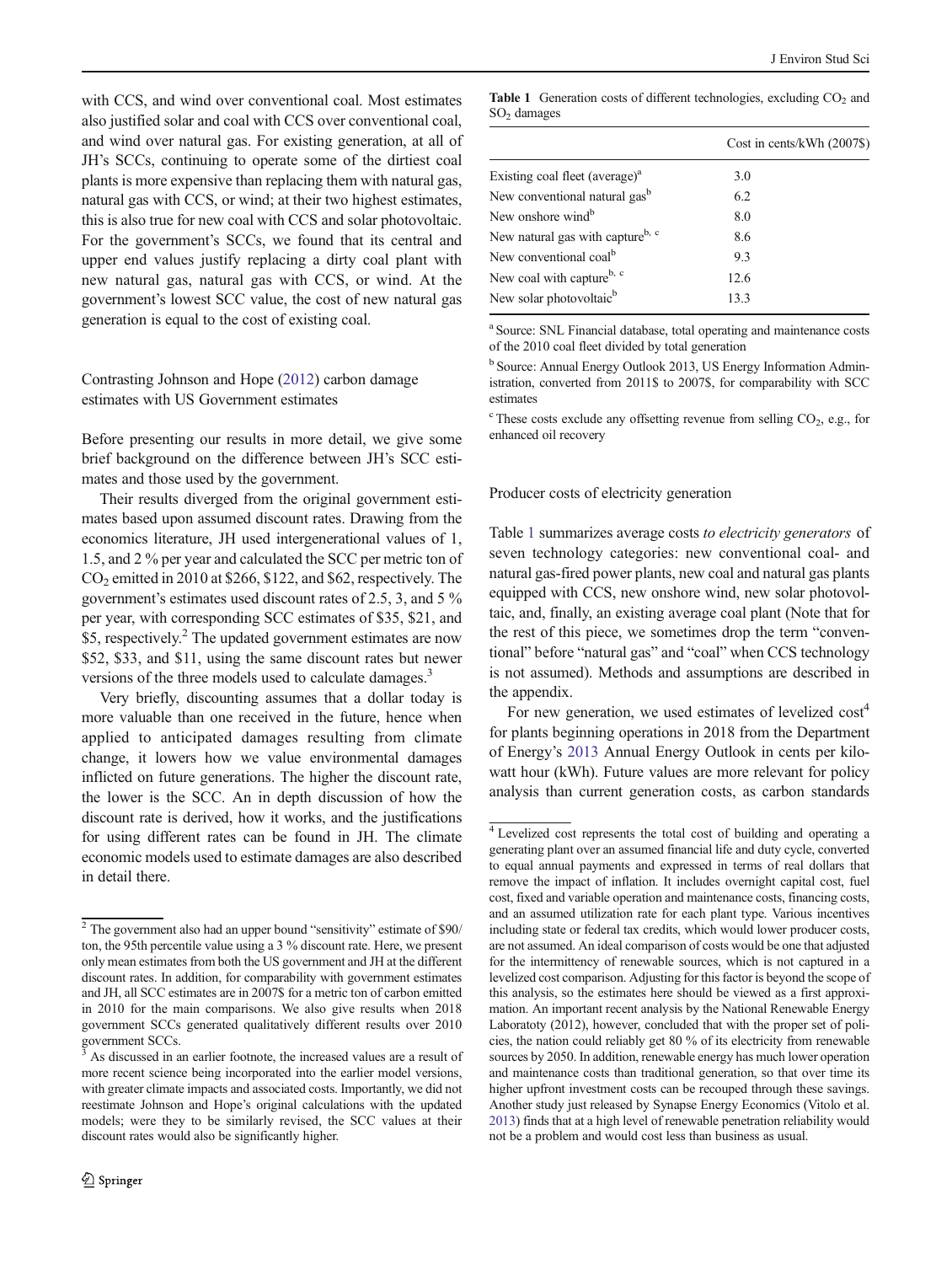with CCS, and wind over conventional coal. Most estimates also justified solar and coal with CCS over conventional coal, and wind over natural gas. For existing generation, at all of JH's SCCs, continuing to operate some of the dirtiest coal plants is more expensive than replacing them with natural gas, natural gas with CCS, or wind; at their two highest estimates, this is also true for new coal with CCS and solar photovoltaic. For the government's SCCs, we found that its central and upper end values justify replacing a dirty coal plant with new natural gas, natural gas with CCS, or wind. At the government's lowest SCC value, the cost of new natural gas generation is equal to the cost of existing coal.

## Contrasting Johnson and Hope (2012) carbon damage estimates with US Government estimates

Before presenting our results in more detail, we give some brief background on the difference between JH's SCC estimates and those used by the government.

Their results diverged from the original government estimates based upon assumed discount rates. Drawing from the economics literature, JH used intergenerational values of 1, 1.5, and 2 % per year and calculated the SCC per metric ton of $CO_2$ emitted in 2010 at \$266, \$122, and \$62, respectively. The government's estimates used discount rates of 2.5, 3, and 5 % per year, with corresponding SCC estimates of \$35, \$21, and \$5, respectively.[2] The updated government estimates are now \$52, \$33, and \$11, using the same discount rates but newer versions of the three models used to calculate damages.[3]

Very briefly, discounting assumes that a dollar today is more valuable than one received in the future, hence when applied to anticipated damages resulting from climate change, it lowers how we value environmental damages inflicted on future generations. The higher the discount rate, the lower is the SCC. An in depth discussion of how the discount rate is derived, how it works, and the justifications for using different rates can be found in JH. The climate economic models used to estimate damages are also described in detail there.

[2] The government also had an upper bound "sensitivity" estimate of \$90/ton, the 95th percentile value using a 3 % discount rate. Here, we present only mean estimates from both the US government and JH at the different discount rates. In addition, for comparability with government estimates and JH, all SCC estimates are in 2007\$ for a metric ton of carbon emitted in 2010 for the main comparisons. We also give results when 2018 government SCCs generated qualitatively different results over 2010 government SCCs.

[3] As discussed in an earlier footnote, the increased values are a result of more recent science being incorporated into the earlier model versions, with greater climate impacts and associated costs. Importantly, we did not reestimate Johnson and Hope's original calculations with the updated models; were they to be similarly revised, the SCC values at their discount rates would also be significantly higher.

**Table 1** Generation costs of different technologies, excluding $CO_2$ and $SO_2$ damages

| | Cost in cents/kWh (2007\$) |
|---|---|
| Existing coal fleet (average)[a] | 3.0 |
| New conventional natural gas[b] | 6.2 |
| New onshore wind[b] | 8.0 |
| New natural gas with capture[b, c] | 8.6 |
| New conventional coal[b] | 9.3 |
| New coal with capture[b, c] | 12.6 |
| New solar photovoltaic[b] | 13.3 |

[a] Source: SNL Financial database, total operating and maintenance costs of the 2010 coal fleet divided by total generation

[b] Source: Annual Energy Outlook 2013, US Energy Information Administration, converted from 2011\$ to 2007\$, for comparability with SCC estimates

[c] These costs exclude any offsetting revenue from selling $CO_2$, e.g., for enhanced oil recovery

## Producer costs of electricity generation

Table 1 summarizes average costs *to electricity generators* of seven technology categories: new conventional coal- and natural gas-fired power plants, new coal and natural gas plants equipped with CCS, new onshore wind, new solar photovoltaic, and, finally, an existing average coal plant (Note that for the rest of this piece, we sometimes drop the term "conventional" before "natural gas" and "coal" when CCS technology is not assumed). Methods and assumptions are described in the appendix.

For new generation, we used estimates of levelized cost[4] for plants beginning operations in 2018 from the Department of Energy's 2013 Annual Energy Outlook in cents per kilowatt hour (kWh). Future values are more relevant for policy analysis than current generation costs, as carbon standards

[4] Levelized cost represents the total cost of building and operating a generating plant over an assumed financial life and duty cycle, converted to equal annual payments and expressed in terms of real dollars that remove the impact of inflation. It includes overnight capital cost, fuel cost, fixed and variable operation and maintenance costs, financing costs, and an assumed utilization rate for each plant type. Various incentives including state or federal tax credits, which would lower producer costs, are not assumed. An ideal comparison of costs would be one that adjusted for the intermittency of renewable sources, which is not captured in a levelized cost comparison. Adjusting for this factor is beyond the scope of this analysis, so the estimates here should be viewed as a first approximation. An important recent analysis by the National Renewable Energy Laboratoty (2012), however, concluded that with the proper set of policies, the nation could reliably get 80 % of its electricity from renewable sources by 2050. In addition, renewable energy has much lower operation and maintenance costs than traditional generation, so that over time its higher upfront investment costs can be recouped through these savings. Another study just released by Synapse Energy Economics (Vitolo et al. 2013) finds that at a high level of renewable penetration reliability would not be a problem and would cost less than business as usual.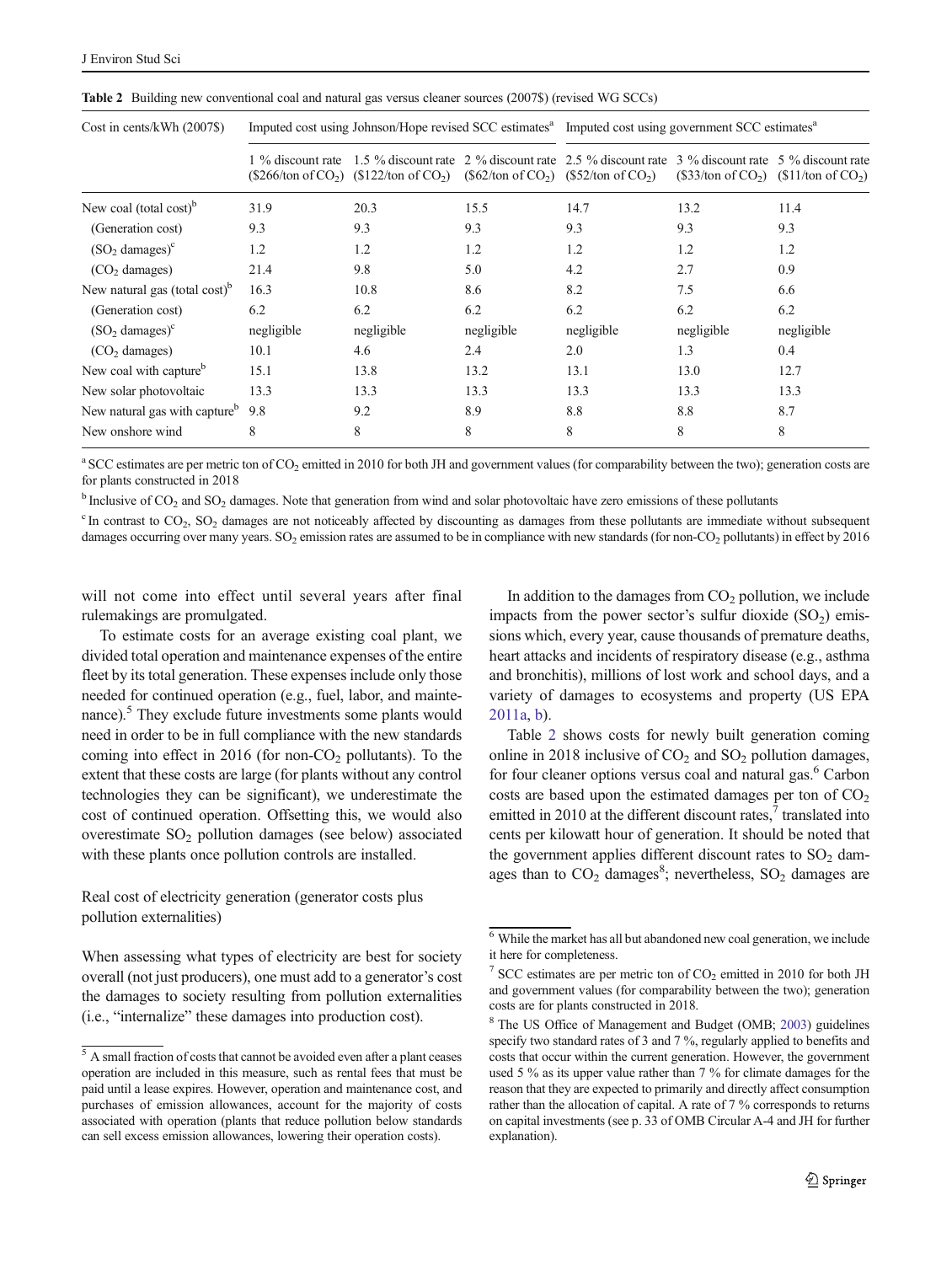**Table 2** Building new conventional coal and natural gas versus cleaner sources (2007$) (revised WG SCCs)

| Cost in cents/kWh (2007$) | Imputed cost using Johnson/Hope revised SCC estimates[a] | | | Imputed cost using government SCC estimates[a] | | |
|---|---|---|---|---|---|---|
| | 1 % discount rate ($266/ton of $CO_2$) | 1.5 % discount rate ($122/ton of $CO_2$) | 2 % discount rate ($62/ton of $CO_2$) | 2.5 % discount rate ($52/ton of $CO_2$) | 3 % discount rate ($33/ton of $CO_2$) | 5 % discount rate ($11/ton of $CO_2$) |
| New coal (total cost)[b] | 31.9 | 20.3 | 15.5 | 14.7 | 13.2 | 11.4 |
| (Generation cost) | 9.3 | 9.3 | 9.3 | 9.3 | 9.3 | 9.3 |
| ($SO_2$ damages)[c] | 1.2 | 1.2 | 1.2 | 1.2 | 1.2 | 1.2 |
| ($CO_2$ damages) | 21.4 | 9.8 | 5.0 | 4.2 | 2.7 | 0.9 |
| New natural gas (total cost)[b] | 16.3 | 10.8 | 8.6 | 8.2 | 7.5 | 6.6 |
| (Generation cost) | 6.2 | 6.2 | 6.2 | 6.2 | 6.2 | 6.2 |
| ($SO_2$ damages)[c] | negligible | negligible | negligible | negligible | negligible | negligible |
| ($CO_2$ damages) | 10.1 | 4.6 | 2.4 | 2.0 | 1.3 | 0.4 |
| New coal with capture[b] | 15.1 | 13.8 | 13.2 | 13.1 | 13.0 | 12.7 |
| New solar photovoltaic | 13.3 | 13.3 | 13.3 | 13.3 | 13.3 | 13.3 |
| New natural gas with capture[b] | 9.8 | 9.2 | 8.9 | 8.8 | 8.8 | 8.7 |
| New onshore wind | 8 | 8 | 8 | 8 | 8 | 8 |

[a] SCC estimates are per metric ton of $CO_2$ emitted in 2010 for both JH and government values (for comparability between the two); generation costs are for plants constructed in 2018

[b] Inclusive of $CO_2$ and $SO_2$ damages. Note that generation from wind and solar photovoltaic have zero emissions of these pollutants

[c] In contrast to $CO_2$, $SO_2$ damages are not noticeably affected by discounting as damages from these pollutants are immediate without subsequent damages occurring over many years. $SO_2$ emission rates are assumed to be in compliance with new standards (for non-$CO_2$ pollutants) in effect by 2016

will not come into effect until several years after final rulemakings are promulgated.

To estimate costs for an average existing coal plant, we divided total operation and maintenance expenses of the entire fleet by its total generation. These expenses include only those needed for continued operation (e.g., fuel, labor, and maintenance).[5] They exclude future investments some plants would need in order to be in full compliance with the new standards coming into effect in 2016 (for non-$CO_2$ pollutants). To the extent that these costs are large (for plants without any control technologies they can be significant), we underestimate the cost of continued operation. Offsetting this, we would also overestimate $SO_2$ pollution damages (see below) associated with these plants once pollution controls are installed.

## Real cost of electricity generation (generator costs plus pollution externalities)

When assessing what types of electricity are best for society overall (not just producers), one must add to a generator's cost the damages to society resulting from pollution externalities (i.e., "internalize" these damages into production cost).

In addition to the damages from $CO_2$ pollution, we include impacts from the power sector's sulfur dioxide ($SO_2$) emissions which, every year, cause thousands of premature deaths, heart attacks and incidents of respiratory disease (e.g., asthma and bronchitis), millions of lost work and school days, and a variety of damages to ecosystems and property (US EPA 2011a, b).

Table 2 shows costs for newly built generation coming online in 2018 inclusive of $CO_2$ and $SO_2$ pollution damages, for four cleaner options versus coal and natural gas.[6] Carbon costs are based upon the estimated damages per ton of $CO_2$ emitted in 2010 at the different discount rates,[7] translated into cents per kilowatt hour of generation. It should be noted that the government applies different discount rates to $SO_2$ damages than to $CO_2$ damages[8]; nevertheless, $SO_2$ damages are

---

[5] A small fraction of costs that cannot be avoided even after a plant ceases operation are included in this measure, such as rental fees that must be paid until a lease expires. However, operation and maintenance cost, and purchases of emission allowances, account for the majority of costs associated with operation (plants that reduce pollution below standards can sell excess emission allowances, lowering their operation costs).

[6] While the market has all but abandoned new coal generation, we include it here for completeness.

[7] SCC estimates are per metric ton of $CO_2$ emitted in 2010 for both JH and government values (for comparability between the two); generation costs are for plants constructed in 2018.

[8] The US Office of Management and Budget (OMB; 2003) guidelines specify two standard rates of 3 and 7 %, regularly applied to benefits and costs that occur within the current generation. However, the government used 5 % as its upper value rather than 7 % for climate damages for the reason that they are expected to primarily and directly affect consumption rather than the allocation of capital. A rate of 7 % corresponds to returns on capital investments (see p. 33 of OMB Circular A-4 and JH for further explanation).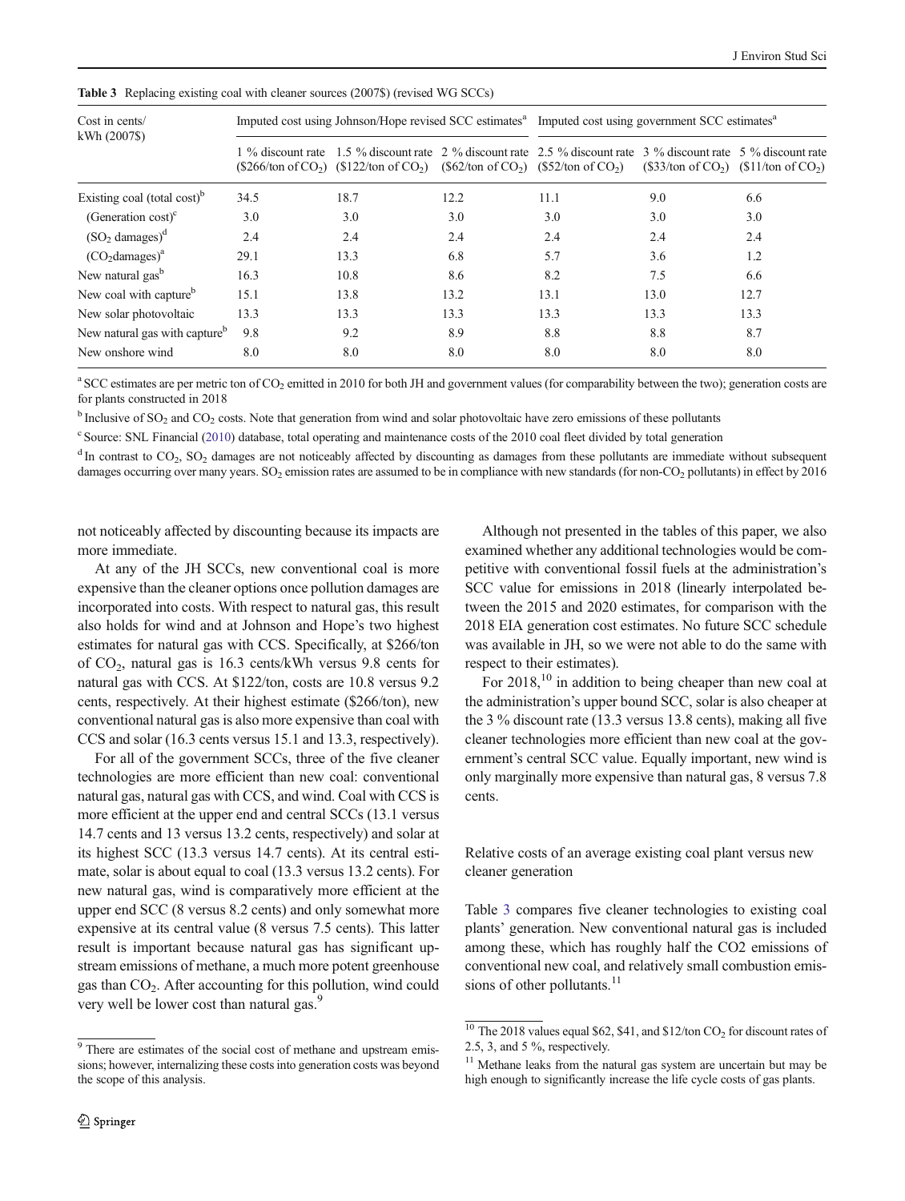**Table 3** Replacing existing coal with cleaner sources (2007$) (revised WG SCCs)

| Cost in cents/ kWh (2007$) | Imputed cost using Johnson/Hope revised SCC estimates[a] | | | Imputed cost using government SCC estimates[a] | | |
|---|---|---|---|---|---|---|
| | 1 % discount rate ($266/ton of $CO_2$) | 1.5 % discount rate ($122/ton of $CO_2$) | 2 % discount rate ($62/ton of $CO_2$) | 2.5 % discount rate ($52/ton of $CO_2$) | 3 % discount rate ($33/ton of $CO_2$) | 5 % discount rate ($11/ton of $CO_2$) |
| Existing coal (total cost)[b] | 34.5 | 18.7 | 12.2 | 11.1 | 9.0 | 6.6 |
| (Generation cost)[c] | 3.0 | 3.0 | 3.0 | 3.0 | 3.0 | 3.0 |
| ($SO_2$ damages)[d] | 2.4 | 2.4 | 2.4 | 2.4 | 2.4 | 2.4 |
| ($CO_2$damages)[a] | 29.1 | 13.3 | 6.8 | 5.7 | 3.6 | 1.2 |
| New natural gas[b] | 16.3 | 10.8 | 8.6 | 8.2 | 7.5 | 6.6 |
| New coal with capture[b] | 15.1 | 13.8 | 13.2 | 13.1 | 13.0 | 12.7 |
| New solar photovoltaic | 13.3 | 13.3 | 13.3 | 13.3 | 13.3 | 13.3 |
| New natural gas with capture[b] | 9.8 | 9.2 | 8.9 | 8.8 | 8.8 | 8.7 |
| New onshore wind | 8.0 | 8.0 | 8.0 | 8.0 | 8.0 | 8.0 |

[a] SCC estimates are per metric ton of $CO_2$ emitted in 2010 for both JH and government values (for comparability between the two); generation costs are for plants constructed in 2018

[b] Inclusive of $SO_2$ and $CO_2$ costs. Note that generation from wind and solar photovoltaic have zero emissions of these pollutants

[c] Source: SNL Financial (2010) database, total operating and maintenance costs of the 2010 coal fleet divided by total generation

[d] In contrast to $CO_2$, $SO_2$ damages are not noticeably affected by discounting as damages from these pollutants are immediate without subsequent damages occurring over many years. $SO_2$ emission rates are assumed to be in compliance with new standards (for non-$CO_2$ pollutants) in effect by 2016

not noticeably affected by discounting because its impacts are more immediate.

At any of the JH SCCs, new conventional coal is more expensive than the cleaner options once pollution damages are incorporated into costs. With respect to natural gas, this result also holds for wind and at Johnson and Hope's two highest estimates for natural gas with CCS. Specifically, at $266/ton of $CO_2$, natural gas is 16.3 cents/kWh versus 9.8 cents for natural gas with CCS. At $122/ton, costs are 10.8 versus 9.2 cents, respectively. At their highest estimate ($266/ton), new conventional natural gas is also more expensive than coal with CCS and solar (16.3 cents versus 15.1 and 13.3, respectively).

For all of the government SCCs, three of the five cleaner technologies are more efficient than new coal: conventional natural gas, natural gas with CCS, and wind. Coal with CCS is more efficient at the upper end and central SCCs (13.1 versus 14.7 cents and 13 versus 13.2 cents, respectively) and solar at its highest SCC (13.3 versus 14.7 cents). At its central estimate, solar is about equal to coal (13.3 versus 13.2 cents). For new natural gas, wind is comparatively more efficient at the upper end SCC (8 versus 8.2 cents) and only somewhat more expensive at its central value (8 versus 7.5 cents). This latter result is important because natural gas has significant upstream emissions of methane, a much more potent greenhouse gas than $CO_2$. After accounting for this pollution, wind could very well be lower cost than natural gas.[9]

Although not presented in the tables of this paper, we also examined whether any additional technologies would be competitive with conventional fossil fuels at the administration's SCC value for emissions in 2018 (linearly interpolated between the 2015 and 2020 estimates, for comparison with the 2018 EIA generation cost estimates. No future SCC schedule was available in JH, so we were not able to do the same with respect to their estimates).

For 2018,[10] in addition to being cheaper than new coal at the administration's upper bound SCC, solar is also cheaper at the 3 % discount rate (13.3 versus 13.8 cents), making all five cleaner technologies more efficient than new coal at the government's central SCC value. Equally important, new wind is only marginally more expensive than natural gas, 8 versus 7.8 cents.

## Relative costs of an average existing coal plant versus new cleaner generation

Table 3 compares five cleaner technologies to existing coal plants' generation. New conventional natural gas is included among these, which has roughly half the CO2 emissions of conventional new coal, and relatively small combustion emissions of other pollutants.[11]

[9] There are estimates of the social cost of methane and upstream emissions; however, internalizing these costs into generation costs was beyond the scope of this analysis.

[10] The 2018 values equal $62, $41, and $12/ton $CO_2$ for discount rates of 2.5, 3, and 5 %, respectively.

[11] Methane leaks from the natural gas system are uncertain but may be high enough to significantly increase the life cycle costs of gas plants.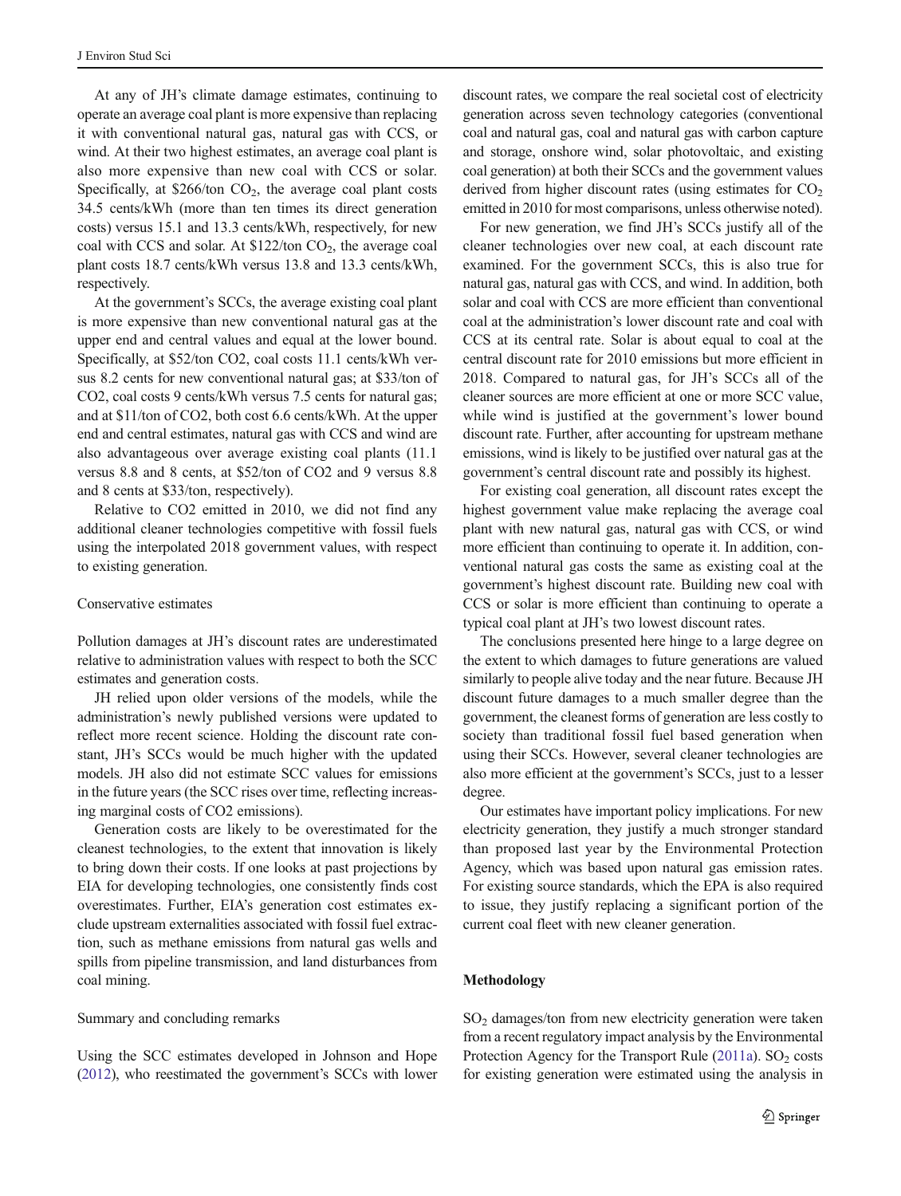At any of JH's climate damage estimates, continuing to operate an average coal plant is more expensive than replacing it with conventional natural gas, natural gas with CCS, or wind. At their two highest estimates, an average coal plant is also more expensive than new coal with CCS or solar. Specifically, at \$266/ton $CO_2$, the average coal plant costs 34.5 cents/kWh (more than ten times its direct generation costs) versus 15.1 and 13.3 cents/kWh, respectively, for new coal with CCS and solar. At \$122/ton $CO_2$, the average coal plant costs 18.7 cents/kWh versus 13.8 and 13.3 cents/kWh, respectively.

At the government's SCCs, the average existing coal plant is more expensive than new conventional natural gas at the upper end and central values and equal at the lower bound. Specifically, at \$52/ton CO2, coal costs 11.1 cents/kWh versus 8.2 cents for new conventional natural gas; at \$33/ton of CO2, coal costs 9 cents/kWh versus 7.5 cents for natural gas; and at \$11/ton of CO2, both cost 6.6 cents/kWh. At the upper end and central estimates, natural gas with CCS and wind are also advantageous over average existing coal plants (11.1 versus 8.8 and 8 cents, at \$52/ton of CO2 and 9 versus 8.8 and 8 cents at \$33/ton, respectively).

Relative to CO2 emitted in 2010, we did not find any additional cleaner technologies competitive with fossil fuels using the interpolated 2018 government values, with respect to existing generation.

### Conservative estimates

Pollution damages at JH's discount rates are underestimated relative to administration values with respect to both the SCC estimates and generation costs.

JH relied upon older versions of the models, while the administration's newly published versions were updated to reflect more recent science. Holding the discount rate constant, JH's SCCs would be much higher with the updated models. JH also did not estimate SCC values for emissions in the future years (the SCC rises over time, reflecting increasing marginal costs of CO2 emissions).

Generation costs are likely to be overestimated for the cleanest technologies, to the extent that innovation is likely to bring down their costs. If one looks at past projections by EIA for developing technologies, one consistently finds cost overestimates. Further, EIA's generation cost estimates exclude upstream externalities associated with fossil fuel extraction, such as methane emissions from natural gas wells and spills from pipeline transmission, and land disturbances from coal mining.

### Summary and concluding remarks

Using the SCC estimates developed in Johnson and Hope (2012), who reestimated the government's SCCs with lower discount rates, we compare the real societal cost of electricity generation across seven technology categories (conventional coal and natural gas, coal and natural gas with carbon capture and storage, onshore wind, solar photovoltaic, and existing coal generation) at both their SCCs and the government values derived from higher discount rates (using estimates for $CO_2$ emitted in 2010 for most comparisons, unless otherwise noted).

For new generation, we find JH's SCCs justify all of the cleaner technologies over new coal, at each discount rate examined. For the government SCCs, this is also true for natural gas, natural gas with CCS, and wind. In addition, both solar and coal with CCS are more efficient than conventional coal at the administration's lower discount rate and coal with CCS at its central rate. Solar is about equal to coal at the central discount rate for 2010 emissions but more efficient in 2018. Compared to natural gas, for JH's SCCs all of the cleaner sources are more efficient at one or more SCC value, while wind is justified at the government's lower bound discount rate. Further, after accounting for upstream methane emissions, wind is likely to be justified over natural gas at the government's central discount rate and possibly its highest.

For existing coal generation, all discount rates except the highest government value make replacing the average coal plant with new natural gas, natural gas with CCS, or wind more efficient than continuing to operate it. In addition, conventional natural gas costs the same as existing coal at the government's highest discount rate. Building new coal with CCS or solar is more efficient than continuing to operate a typical coal plant at JH's two lowest discount rates.

The conclusions presented here hinge to a large degree on the extent to which damages to future generations are valued similarly to people alive today and the near future. Because JH discount future damages to a much smaller degree than the government, the cleanest forms of generation are less costly to society than traditional fossil fuel based generation when using their SCCs. However, several cleaner technologies are also more efficient at the government's SCCs, just to a lesser degree.

Our estimates have important policy implications. For new electricity generation, they justify a much stronger standard than proposed last year by the Environmental Protection Agency, which was based upon natural gas emission rates. For existing source standards, which the EPA is also required to issue, they justify replacing a significant portion of the current coal fleet with new cleaner generation.

## Methodology

$SO_2$ damages/ton from new electricity generation were taken from a recent regulatory impact analysis by the Environmental Protection Agency for the Transport Rule (2011a). $SO_2$ costs for existing generation were estimated using the analysis in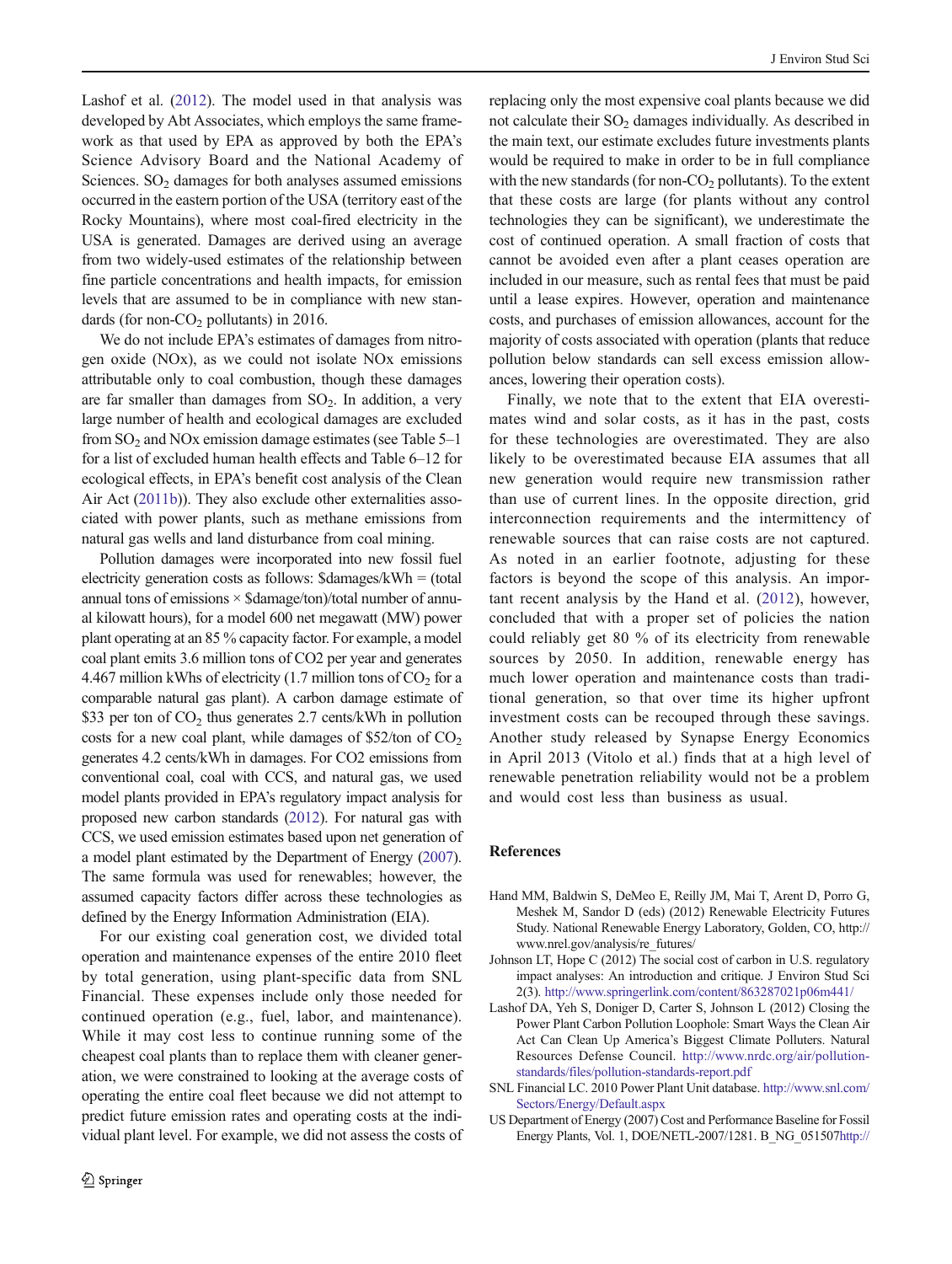Lashof et al. (2012). The model used in that analysis was developed by Abt Associates, which employs the same framework as that used by EPA as approved by both the EPA's Science Advisory Board and the National Academy of Sciences. $SO_2$ damages for both analyses assumed emissions occurred in the eastern portion of the USA (territory east of the Rocky Mountains), where most coal-fired electricity in the USA is generated. Damages are derived using an average from two widely-used estimates of the relationship between fine particle concentrations and health impacts, for emission levels that are assumed to be in compliance with new standards (for non-$CO_2$ pollutants) in 2016.

We do not include EPA's estimates of damages from nitrogen oxide (NOx), as we could not isolate NOx emissions attributable only to coal combustion, though these damages are far smaller than damages from $SO_2$. In addition, a very large number of health and ecological damages are excluded from $SO_2$ and NOx emission damage estimates (see Table 5–1 for a list of excluded human health effects and Table 6–12 for ecological effects, in EPA's benefit cost analysis of the Clean Air Act (2011b)). They also exclude other externalities associated with power plants, such as methane emissions from natural gas wells and land disturbance from coal mining.

Pollution damages were incorporated into new fossil fuel electricity generation costs as follows: \$damages/kWh = (total annual tons of emissions × \$damage/ton)/total number of annual kilowatt hours), for a model 600 net megawatt (MW) power plant operating at an 85 % capacity factor. For example, a model coal plant emits 3.6 million tons of CO2 per year and generates 4.467 million kWhs of electricity (1.7 million tons of $CO_2$ for a comparable natural gas plant). A carbon damage estimate of \$33 per ton of $CO_2$ thus generates 2.7 cents/kWh in pollution costs for a new coal plant, while damages of \$52/ton of $CO_2$ generates 4.2 cents/kWh in damages. For CO2 emissions from conventional coal, coal with CCS, and natural gas, we used model plants provided in EPA's regulatory impact analysis for proposed new carbon standards (2012). For natural gas with CCS, we used emission estimates based upon net generation of a model plant estimated by the Department of Energy (2007). The same formula was used for renewables; however, the assumed capacity factors differ across these technologies as defined by the Energy Information Administration (EIA).

For our existing coal generation cost, we divided total operation and maintenance expenses of the entire 2010 fleet by total generation, using plant-specific data from SNL Financial. These expenses include only those needed for continued operation (e.g., fuel, labor, and maintenance). While it may cost less to continue running some of the cheapest coal plants than to replace them with cleaner generation, we were constrained to looking at the average costs of operating the entire coal fleet because we did not attempt to predict future emission rates and operating costs at the individual plant level. For example, we did not assess the costs of replacing only the most expensive coal plants because we did not calculate their $SO_2$ damages individually. As described in the main text, our estimate excludes future investments plants would be required to make in order to be in full compliance with the new standards (for non-$CO_2$ pollutants). To the extent that these costs are large (for plants without any control technologies they can be significant), we underestimate the cost of continued operation. A small fraction of costs that cannot be avoided even after a plant ceases operation are included in our measure, such as rental fees that must be paid until a lease expires. However, operation and maintenance costs, and purchases of emission allowances, account for the majority of costs associated with operation (plants that reduce pollution below standards can sell excess emission allowances, lowering their operation costs).

Finally, we note that to the extent that EIA overestimates wind and solar costs, as it has in the past, costs for these technologies are overestimated. They are also likely to be overestimated because EIA assumes that all new generation would require new transmission rather than use of current lines. In the opposite direction, grid interconnection requirements and the intermittency of renewable sources that can raise costs are not captured. As noted in an earlier footnote, adjusting for these factors is beyond the scope of this analysis. An important recent analysis by the Hand et al. (2012), however, concluded that with a proper set of policies the nation could reliably get 80 % of its electricity from renewable sources by 2050. In addition, renewable energy has much lower operation and maintenance costs than traditional generation, so that over time its higher upfront investment costs can be recouped through these savings. Another study released by Synapse Energy Economics in April 2013 (Vitolo et al.) finds that at a high level of renewable penetration reliability would not be a problem and would cost less than business as usual.

## References

Hand MM, Baldwin S, DeMeo E, Reilly JM, Mai T, Arent D, Porro G, Meshek M, Sandor D (eds) (2012) Renewable Electricity Futures Study. National Renewable Energy Laboratory, Golden, CO, http://www.nrel.gov/analysis/re_futures/

Johnson LT, Hope C (2012) The social cost of carbon in U.S. regulatory impact analyses: An introduction and critique. J Environ Stud Sci 2(3). http://www.springerlink.com/content/863287021p06m441/

Lashof DA, Yeh S, Doniger D, Carter S, Johnson L (2012) Closing the Power Plant Carbon Pollution Loophole: Smart Ways the Clean Air Act Can Clean Up America's Biggest Climate Polluters. Natural Resources Defense Council. http://www.nrdc.org/air/pollution-standards/files/pollution-standards-report.pdf

SNL Financial LC. 2010 Power Plant Unit database. http://www.snl.com/Sectors/Energy/Default.aspx

US Department of Energy (2007) Cost and Performance Baseline for Fossil Energy Plants, Vol. 1, DOE/NETL-2007/1281. B_NG_051507http://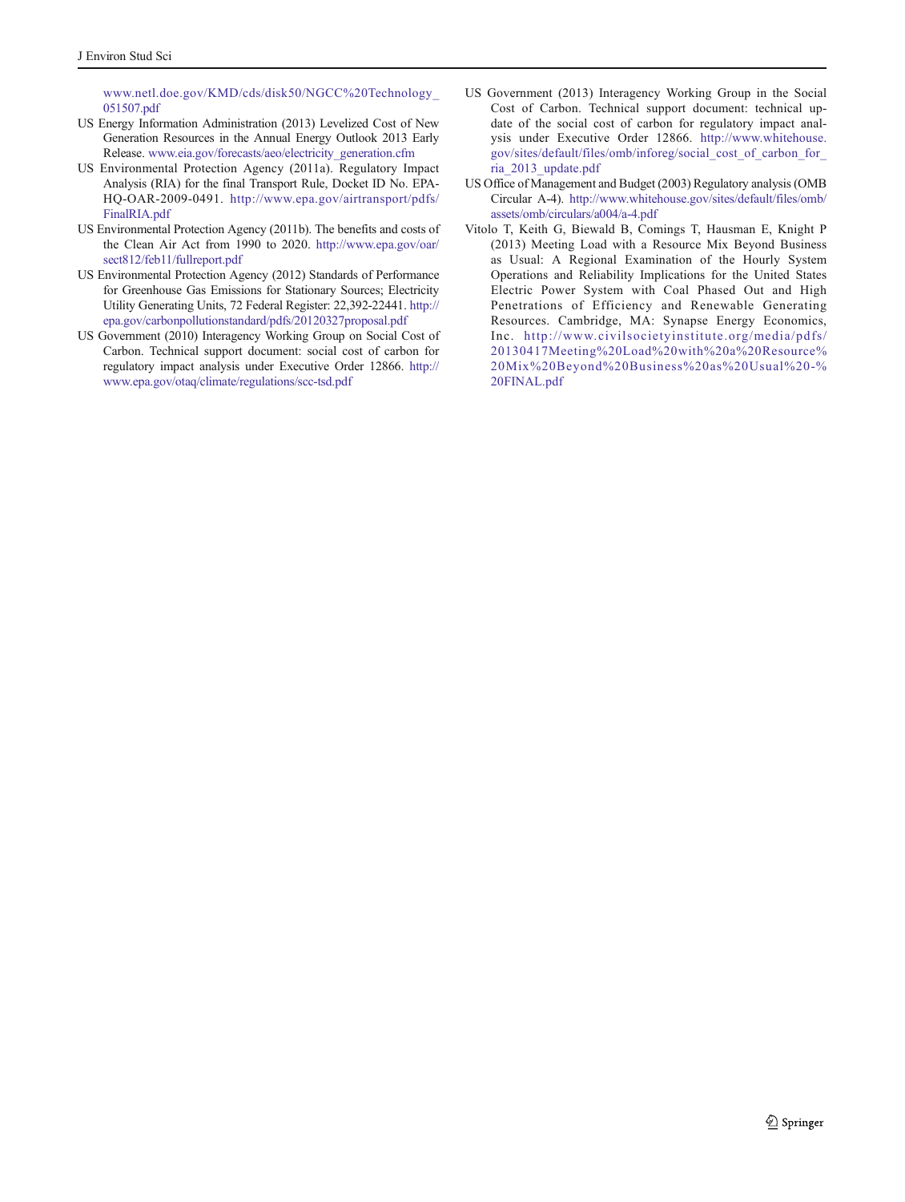www.netl.doe.gov/KMD/cds/disk50/NGCC%20Technology_051507.pdf

US Energy Information Administration (2013) Levelized Cost of New Generation Resources in the Annual Energy Outlook 2013 Early Release. www.eia.gov/forecasts/aeo/electricity_generation.cfm

US Environmental Protection Agency (2011a). Regulatory Impact Analysis (RIA) for the final Transport Rule, Docket ID No. EPA-HQ-OAR-2009-0491. http://www.epa.gov/airtransport/pdfs/FinalRIA.pdf

US Environmental Protection Agency (2011b). The benefits and costs of the Clean Air Act from 1990 to 2020. http://www.epa.gov/oar/sect812/feb11/fullreport.pdf

US Environmental Protection Agency (2012) Standards of Performance for Greenhouse Gas Emissions for Stationary Sources; Electricity Utility Generating Units, 72 Federal Register: 22,392-22441. http://epa.gov/carbonpollutionstandard/pdfs/20120327proposal.pdf

US Government (2010) Interagency Working Group on Social Cost of Carbon. Technical support document: social cost of carbon for regulatory impact analysis under Executive Order 12866. http://www.epa.gov/otaq/climate/regulations/scc-tsd.pdf

US Government (2013) Interagency Working Group in the Social Cost of Carbon. Technical support document: technical update of the social cost of carbon for regulatory impact analysis under Executive Order 12866. http://www.whitehouse.gov/sites/default/files/omb/inforeg/social_cost_of_carbon_for_ria_2013_update.pdf

US Office of Management and Budget (2003) Regulatory analysis (OMB Circular A-4). http://www.whitehouse.gov/sites/default/files/omb/assets/omb/circulars/a004/a-4.pdf

Vitolo T, Keith G, Biewald B, Comings T, Hausman E, Knight P (2013) Meeting Load with a Resource Mix Beyond Business as Usual: A Regional Examination of the Hourly System Operations and Reliability Implications for the United States Electric Power System with Coal Phased Out and High Penetrations of Efficiency and Renewable Generating Resources. Cambridge, MA: Synapse Energy Economics, Inc. http://www.civilsocietyinstitute.org/media/pdfs/20130417Meeting%20Load%20with%20a%20Resource%20Mix%20Beyond%20Business%20as%20Usual%20-%20FINAL.pdf